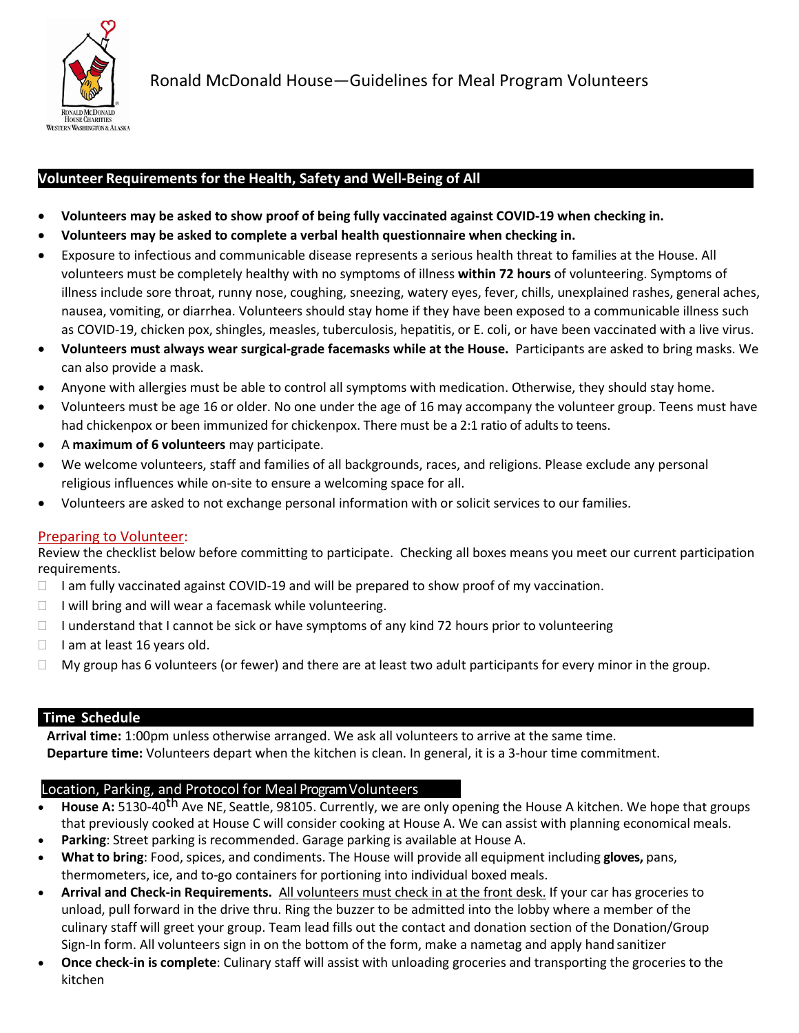# Ronald McDonald House—Guidelines for Meal Program Volunteers

## Volunteer Requirements for the Health, Safety and Well-Being of All

- **Volunteers may be asked to show proof of being fully vaccinated against COVID-19 when checking in.**
- **Volunteers may be asked to complete a verbal health questionnaire when checking in.**
- Exposure to infectious and communicable disease represents a serious health threat to families at the House. All volunteers must be completely healthy with no symptoms of illness **within 72 hours** of volunteering. Symptoms of illness include sore throat, runny nose, coughing, sneezing, watery eyes, fever, chills, unexplained rashes, general aches, nausea, vomiting, or diarrhea. Volunteers should stay home if they have been exposed to a communicable illness such as COVID-19, chicken pox, shingles, measles, tuberculosis, hepatitis, or E. coli, or have been vaccinated with a live virus.
- **Volunteers must always wear surgical-grade facemasks while at the House.** Participants are asked to bring masks. We can also provide a mask.
- Anyone with allergies must be able to control all symptoms with medication. Otherwise, they should stay home.
- Volunteers must be age 16 or older. No one under the age of 16 may accompany the volunteer group. Teens must have had chickenpox or been immunized for chickenpox. There must be a 2:1 ratio of adults to teens.
- A **maximum of 6 volunteers** may participate.
- We welcome volunteers, staff and families of all backgrounds, races, and religions. Please exclude any personal religious influences while on-site to ensure a welcoming space for all.
- Volunteers are asked to not exchange personal information with or solicit services to our families.

### Preparing to Volunteer:

Review the checklist below before committing to participate. Checking all boxes means you meet our current participation requirements.

- ☐ I am fully vaccinated against COVID-19 and will be prepared to show proof of my vaccination.
- ☐ I will bring and will wear a facemask while volunteering.
- ☐ I understand that I cannot be sick or have symptoms of any kind 72 hours prior to volunteering
- ☐ I am at least 16 years old.
- ☐ My group has 6 volunteers (or fewer) and there are at least two adult participants for every minor in the group.

## Time Schedule

**Arrival time:** 1:00pm unless otherwise arranged. We ask all volunteers to arrive at the same time.

**Departure time:** Volunteers depart when the kitchen is clean. In general, it is a 3-hour time commitment.

## Location, Parking, and Protocol for Meal Program Volunteers

- **House A:** 5130-40th Ave NE, Seattle, 98105. Currently, we are only opening the House A kitchen. We hope that groups that previously cooked at House C will consider cooking at House A. We can assist with planning economical meals.
- **Parking**: Street parking is recommended. Garage parking is available at House A.
- **What to bring**: Food, spices, and condiments. The House will provide all equipment including **gloves,** pans, thermometers, ice, and to-go containers for portioning into individual boxed meals.
- **Arrival and Check-in Requirements.** All volunteers must check in at the front desk. If your car has groceries to unload, pull forward in the drive thru. Ring the buzzer to be admitted into the lobby where a member of the culinary staff will greet your group. Team lead fills out the contact and donation section of the Donation/Group Sign-In form. All volunteers sign in on the bottom of the form, make a nametag and apply hand sanitizer
- **Once check-in is complete**: Culinary staff will assist with unloading groceries and transporting the groceries to the kitchen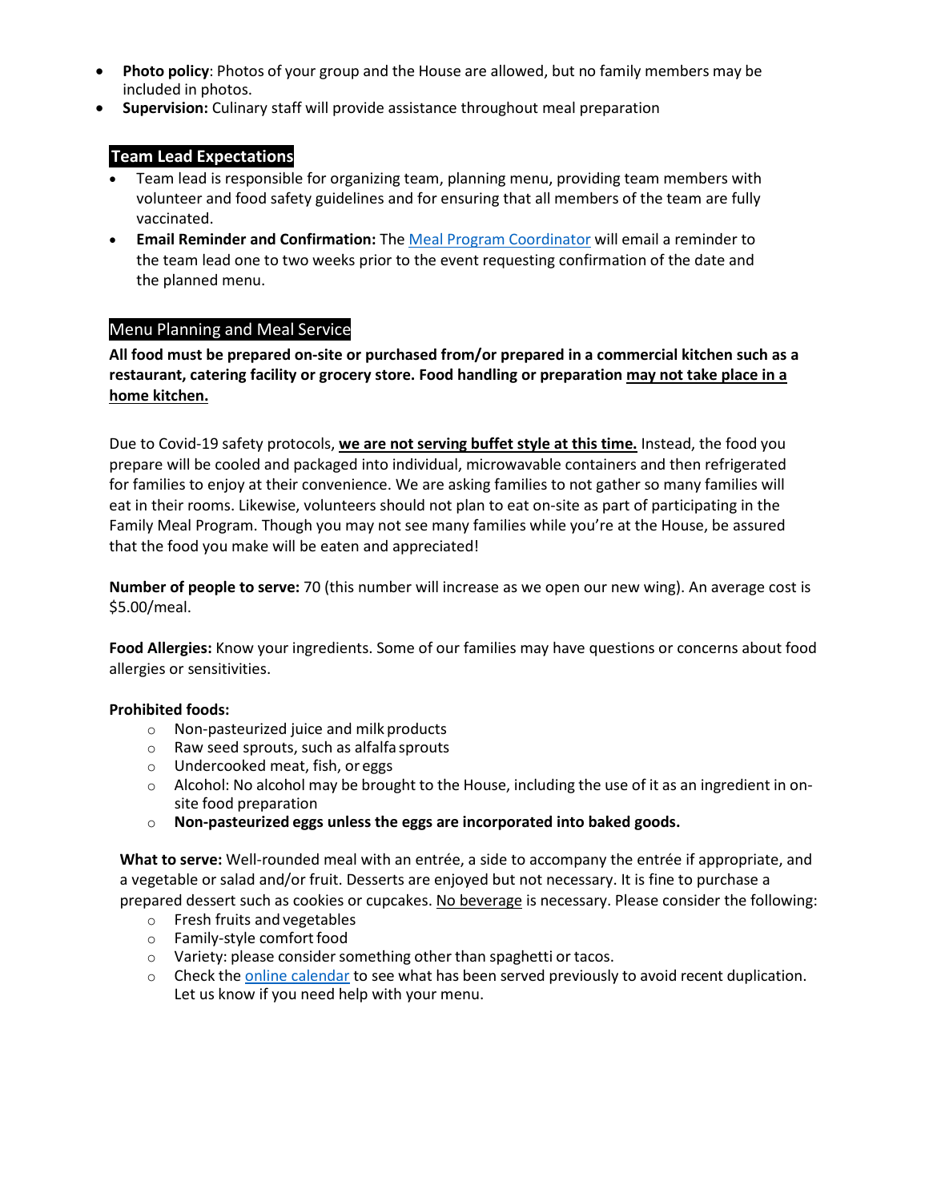- **Photo policy**: Photos of your group and the House are allowed, but no family members may be included in photos.
- **Supervision:** Culinary staff will provide assistance throughout meal preparation

## Team Lead Expectations

- Team lead is responsible for organizing team, planning menu, providing team members with volunteer and food safety guidelines and for ensuring that all members of the team are fully vaccinated.
- **Email Reminder and Confirmation:** The Meal Program Coordinator will email a reminder to the team lead one to two weeks prior to the event requesting confirmation of the date and the planned menu.

## Menu Planning and Meal Service

**All food must be prepared on-site or purchased from/or prepared in a commercial kitchen such as a restaurant, catering facility or grocery store. Food handling or preparation <u>may not take place in a home kitchen.</u>**

Due to Covid-19 safety protocols, **<u>we are not serving buffet style at this time.</u>** Instead, the food you prepare will be cooled and packaged into individual, microwavable containers and then refrigerated for families to enjoy at their convenience. We are asking families to not gather so many families will eat in their rooms. Likewise, volunteers should not plan to eat on-site as part of participating in the Family Meal Program. Though you may not see many families while you're at the House, be assured that the food you make will be eaten and appreciated!

**Number of people to serve:** 70 (this number will increase as we open our new wing). An average cost is $5.00/meal.

**Food Allergies:** Know your ingredients. Some of our families may have questions or concerns about food allergies or sensitivities.

**Prohibited foods:**

- Non-pasteurized juice and milk products
- Raw seed sprouts, such as alfalfa sprouts
- Undercooked meat, fish, or eggs
- Alcohol: No alcohol may be brought to the House, including the use of it as an ingredient in on-site food preparation
- **Non-pasteurized eggs unless the eggs are incorporated into baked goods.**

**What to serve:** Well-rounded meal with an entrée, a side to accompany the entrée if appropriate, and a vegetable or salad and/or fruit. Desserts are enjoyed but not necessary. It is fine to purchase a prepared dessert such as cookies or cupcakes. <u>No beverage</u> is necessary. Please consider the following:

- Fresh fruits and vegetables
- Family-style comfort food
- Variety: please consider something other than spaghetti or tacos.
- Check the online calendar to see what has been served previously to avoid recent duplication. Let us know if you need help with your menu.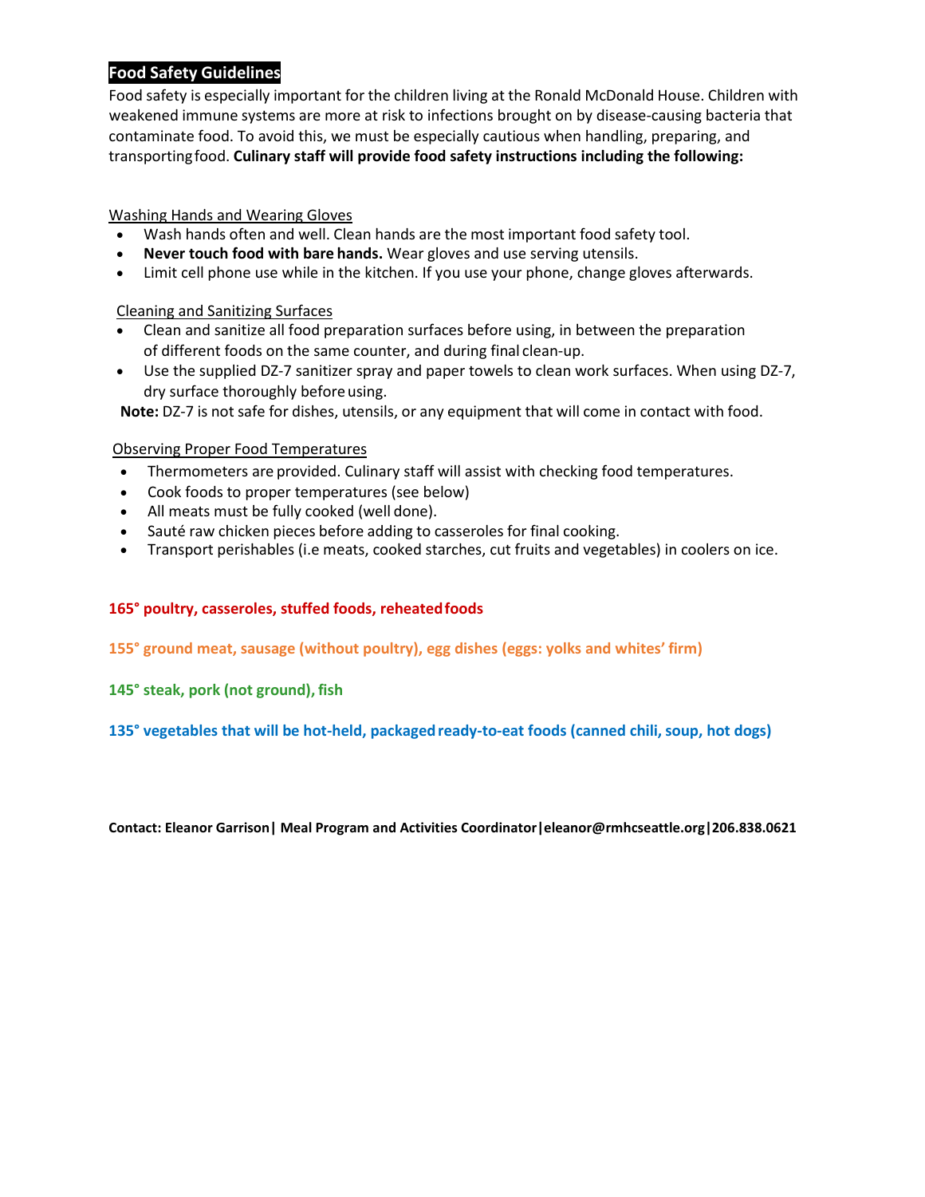## Food Safety Guidelines

Food safety is especially important for the children living at the Ronald McDonald House. Children with weakened immune systems are more at risk to infections brought on by disease-causing bacteria that contaminate food. To avoid this, we must be especially cautious when handling, preparing, and transporting food. **Culinary staff will provide food safety instructions including the following:**

### Washing Hands and Wearing Gloves

- Wash hands often and well. Clean hands are the most important food safety tool.
- **Never touch food with bare hands.** Wear gloves and use serving utensils.
- Limit cell phone use while in the kitchen. If you use your phone, change gloves afterwards.

### Cleaning and Sanitizing Surfaces

- Clean and sanitize all food preparation surfaces before using, in between the preparation of different foods on the same counter, and during final clean-up.
- Use the supplied DZ-7 sanitizer spray and paper towels to clean work surfaces. When using DZ-7, dry surface thoroughly before using.

**Note:** DZ-7 is not safe for dishes, utensils, or any equipment that will come in contact with food.

### Observing Proper Food Temperatures

- Thermometers are provided. Culinary staff will assist with checking food temperatures.
- Cook foods to proper temperatures (see below)
- All meats must be fully cooked (well done).
- Sauté raw chicken pieces before adding to casseroles for final cooking.
- Transport perishables (i.e meats, cooked starches, cut fruits and vegetables) in coolers on ice.

**165° poultry, casseroles, stuffed foods, reheated foods**

**155° ground meat, sausage (without poultry), egg dishes (eggs: yolks and whites' firm)**

**145° steak, pork (not ground), fish**

**135° vegetables that will be hot-held, packaged ready-to-eat foods (canned chili, soup, hot dogs)**

**Contact: Eleanor Garrison| Meal Program and Activities Coordinator|eleanor@rmhcseattle.org|206.838.0621**